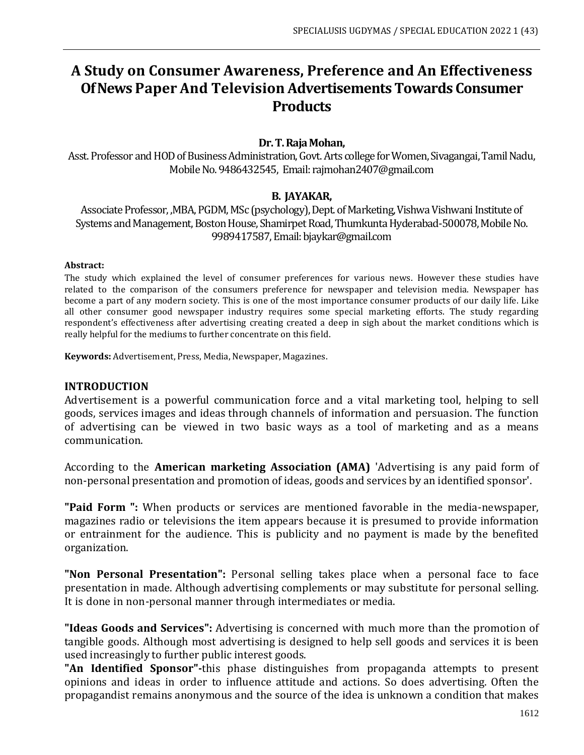# A Study on Consumer Awareness, Preference and An Effectiveness Of News Paper And Television Advertisements Towards Consumer Products

**Dr. T. Raja Mohan,**
Asst. Professor and HOD of Business Administration, Govt. Arts college for Women, Sivagangai, Tamil Nadu, Mobile No. 9486432545, Email: rajmohan2407@gmail.com

**B. JAYAKAR,**
Associate Professor, ,MBA, PGDM, MSc (psychology), Dept. of Marketing, Vishwa Vishwani Institute of Systems and Management, Boston House, Shamirpet Road, Thumkunta Hyderabad-500078, Mobile No. 9989417587, Email: bjaykar@gmail.com

**Abstract:**
The study which explained the level of consumer preferences for various news. However these studies have related to the comparison of the consumers preference for newspaper and television media. Newspaper has become a part of any modern society. This is one of the most importance consumer products of our daily life. Like all other consumer good newspaper industry requires some special marketing efforts. The study regarding respondent's effectiveness after advertising creating created a deep in sigh about the market conditions which is really helpful for the mediums to further concentrate on this field.

**Keywords:** Advertisement, Press, Media, Newspaper, Magazines.

## INTRODUCTION

Advertisement is a powerful communication force and a vital marketing tool, helping to sell goods, services images and ideas through channels of information and persuasion. The function of advertising can be viewed in two basic ways as a tool of marketing and as a means communication.

According to the **American marketing Association (AMA)** 'Advertising is any paid form of non-personal presentation and promotion of ideas, goods and services by an identified sponsor'.

**"Paid Form ":** When products or services are mentioned favorable in the media-newspaper, magazines radio or televisions the item appears because it is presumed to provide information or entrainment for the audience. This is publicity and no payment is made by the benefited organization.

**"Non Personal Presentation":** Personal selling takes place when a personal face to face presentation in made. Although advertising complements or may substitute for personal selling. It is done in non-personal manner through intermediates or media.

**"Ideas Goods and Services":** Advertising is concerned with much more than the promotion of tangible goods. Although most advertising is designed to help sell goods and services it is been used increasingly to further public interest goods.

**"An Identified Sponsor"-**this phase distinguishes from propaganda attempts to present opinions and ideas in order to influence attitude and actions. So does advertising. Often the propagandist remains anonymous and the source of the idea is unknown a condition that makes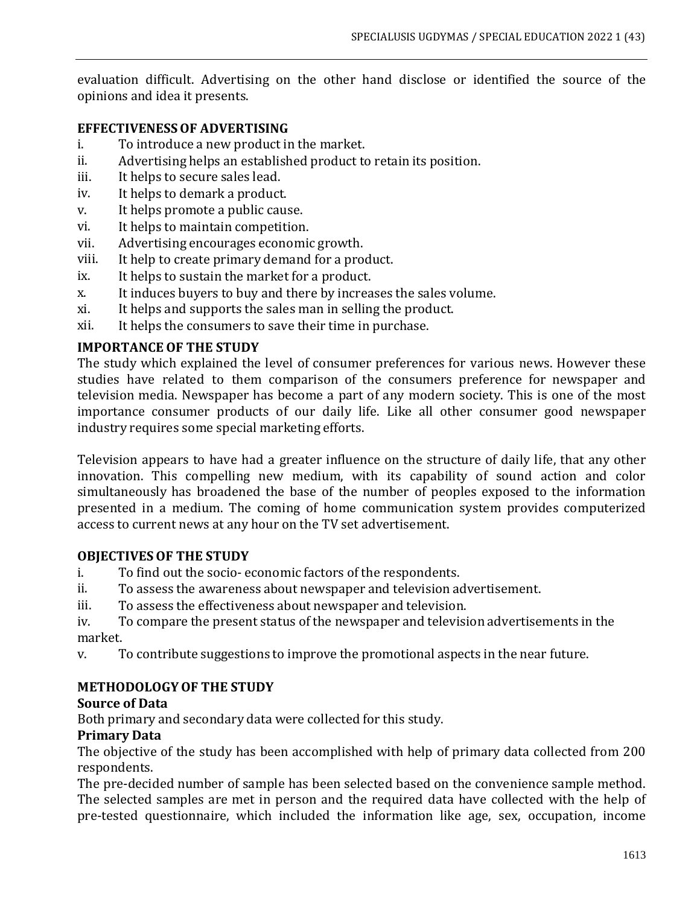evaluation difficult. Advertising on the other hand disclose or identified the source of the opinions and idea it presents.

**EFFECTIVENESS OF ADVERTISING**

i. To introduce a new product in the market.
ii. Advertising helps an established product to retain its position.
iii. It helps to secure sales lead.
iv. It helps to demark a product.
v. It helps promote a public cause.
vi. It helps to maintain competition.
vii. Advertising encourages economic growth.
viii. It help to create primary demand for a product.
ix. It helps to sustain the market for a product.
x. It induces buyers to buy and there by increases the sales volume.
xi. It helps and supports the sales man in selling the product.
xii. It helps the consumers to save their time in purchase.

**IMPORTANCE OF THE STUDY**

The study which explained the level of consumer preferences for various news. However these studies have related to them comparison of the consumers preference for newspaper and television media. Newspaper has become a part of any modern society. This is one of the most importance consumer products of our daily life. Like all other consumer good newspaper industry requires some special marketing efforts.

Television appears to have had a greater influence on the structure of daily life, that any other innovation. This compelling new medium, with its capability of sound action and color simultaneously has broadened the base of the number of peoples exposed to the information presented in a medium. The coming of home communication system provides computerized access to current news at any hour on the TV set advertisement.

**OBJECTIVES OF THE STUDY**

i. To find out the socio- economic factors of the respondents.
ii. To assess the awareness about newspaper and television advertisement.
iii. To assess the effectiveness about newspaper and television.
iv. To compare the present status of the newspaper and television advertisements in the market.
v. To contribute suggestions to improve the promotional aspects in the near future.

**METHODOLOGY OF THE STUDY**

**Source of Data**

Both primary and secondary data were collected for this study.

**Primary Data**

The objective of the study has been accomplished with help of primary data collected from 200 respondents.

The pre-decided number of sample has been selected based on the convenience sample method. The selected samples are met in person and the required data have collected with the help of pre-tested questionnaire, which included the information like age, sex, occupation, income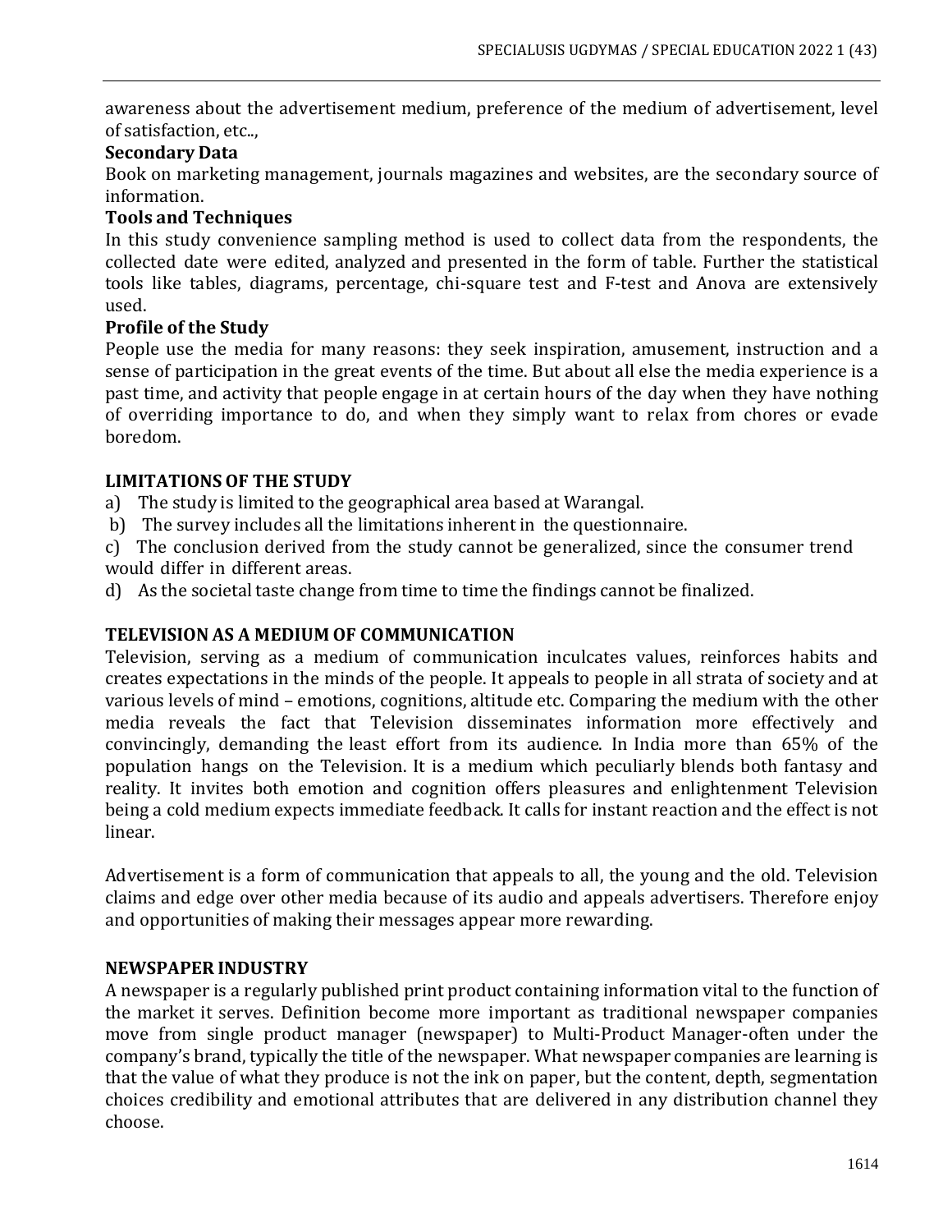awareness about the advertisement medium, preference of the medium of advertisement, level of satisfaction, etc..,

**Secondary Data**

Book on marketing management, journals magazines and websites, are the secondary source of information.

**Tools and Techniques**

In this study convenience sampling method is used to collect data from the respondents, the collected date were edited, analyzed and presented in the form of table. Further the statistical tools like tables, diagrams, percentage, chi-square test and F-test and Anova are extensively used.

**Profile of the Study**

People use the media for many reasons: they seek inspiration, amusement, instruction and a sense of participation in the great events of the time. But about all else the media experience is a past time, and activity that people engage in at certain hours of the day when they have nothing of overriding importance to do, and when they simply want to relax from chores or evade boredom.

## LIMITATIONS OF THE STUDY

a) The study is limited to the geographical area based at Warangal.

b) The survey includes all the limitations inherent in the questionnaire.

c) The conclusion derived from the study cannot be generalized, since the consumer trend would differ in different areas.

d) As the societal taste change from time to time the findings cannot be finalized.

## TELEVISION AS A MEDIUM OF COMMUNICATION

Television, serving as a medium of communication inculcates values, reinforces habits and creates expectations in the minds of the people. It appeals to people in all strata of society and at various levels of mind – emotions, cognitions, altitude etc. Comparing the medium with the other media reveals the fact that Television disseminates information more effectively and convincingly, demanding the least effort from its audience. In India more than 65% of the population hangs on the Television. It is a medium which peculiarly blends both fantasy and reality. It invites both emotion and cognition offers pleasures and enlightenment Television being a cold medium expects immediate feedback. It calls for instant reaction and the effect is not linear.

Advertisement is a form of communication that appeals to all, the young and the old. Television claims and edge over other media because of its audio and appeals advertisers. Therefore enjoy and opportunities of making their messages appear more rewarding.

## NEWSPAPER INDUSTRY

A newspaper is a regularly published print product containing information vital to the function of the market it serves. Definition become more important as traditional newspaper companies move from single product manager (newspaper) to Multi-Product Manager-often under the company's brand, typically the title of the newspaper. What newspaper companies are learning is that the value of what they produce is not the ink on paper, but the content, depth, segmentation choices credibility and emotional attributes that are delivered in any distribution channel they choose.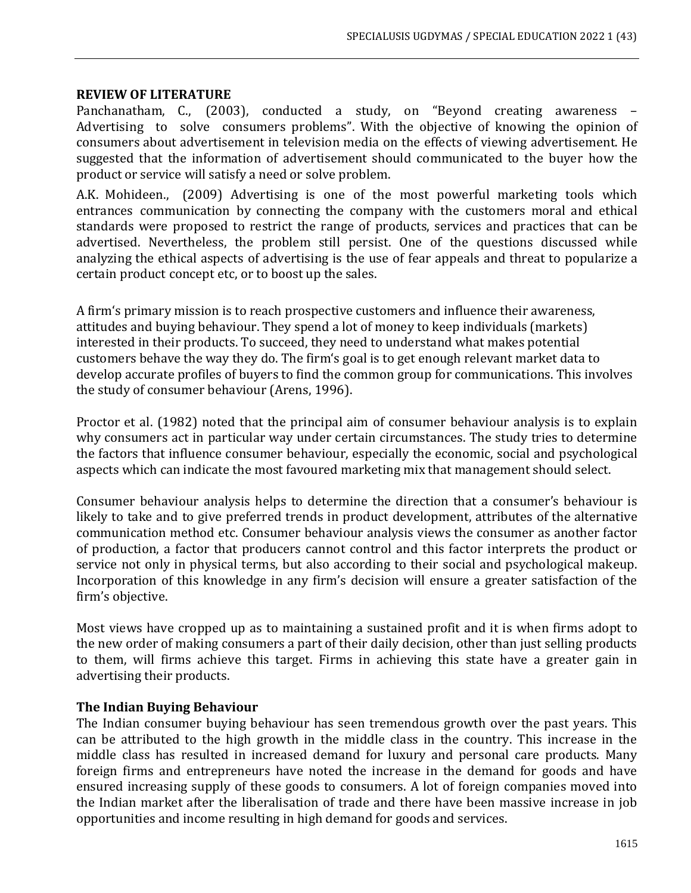**REVIEW OF LITERATURE**

Panchanatham, C., (2003), conducted a study, on "Beyond creating awareness – Advertising to solve consumers problems". With the objective of knowing the opinion of consumers about advertisement in television media on the effects of viewing advertisement. He suggested that the information of advertisement should communicated to the buyer how the product or service will satisfy a need or solve problem.

A.K. Mohideen., (2009) Advertising is one of the most powerful marketing tools which entrances communication by connecting the company with the customers moral and ethical standards were proposed to restrict the range of products, services and practices that can be advertised. Nevertheless, the problem still persist. One of the questions discussed while analyzing the ethical aspects of advertising is the use of fear appeals and threat to popularize a certain product concept etc, or to boost up the sales.

A firm's primary mission is to reach prospective customers and influence their awareness, attitudes and buying behaviour. They spend a lot of money to keep individuals (markets) interested in their products. To succeed, they need to understand what makes potential customers behave the way they do. The firm's goal is to get enough relevant market data to develop accurate profiles of buyers to find the common group for communications. This involves the study of consumer behaviour (Arens, 1996).

Proctor et al. (1982) noted that the principal aim of consumer behaviour analysis is to explain why consumers act in particular way under certain circumstances. The study tries to determine the factors that influence consumer behaviour, especially the economic, social and psychological aspects which can indicate the most favoured marketing mix that management should select.

Consumer behaviour analysis helps to determine the direction that a consumer's behaviour is likely to take and to give preferred trends in product development, attributes of the alternative communication method etc. Consumer behaviour analysis views the consumer as another factor of production, a factor that producers cannot control and this factor interprets the product or service not only in physical terms, but also according to their social and psychological makeup. Incorporation of this knowledge in any firm's decision will ensure a greater satisfaction of the firm's objective.

Most views have cropped up as to maintaining a sustained profit and it is when firms adopt to the new order of making consumers a part of their daily decision, other than just selling products to them, will firms achieve this target. Firms in achieving this state have a greater gain in advertising their products.

**The Indian Buying Behaviour**

The Indian consumer buying behaviour has seen tremendous growth over the past years. This can be attributed to the high growth in the middle class in the country. This increase in the middle class has resulted in increased demand for luxury and personal care products. Many foreign firms and entrepreneurs have noted the increase in the demand for goods and have ensured increasing supply of these goods to consumers. A lot of foreign companies moved into the Indian market after the liberalisation of trade and there have been massive increase in job opportunities and income resulting in high demand for goods and services.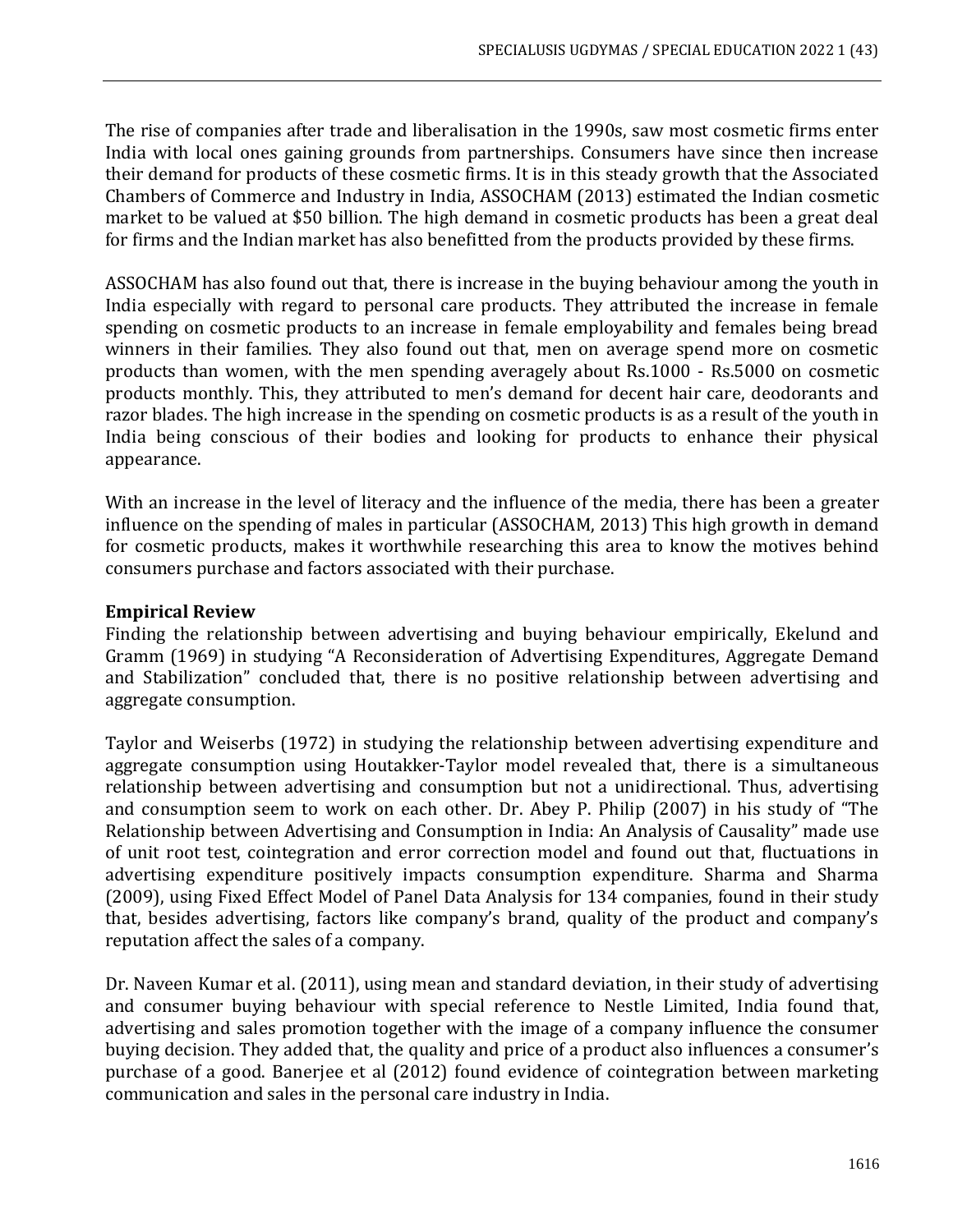The rise of companies after trade and liberalisation in the 1990s, saw most cosmetic firms enter India with local ones gaining grounds from partnerships. Consumers have since then increase their demand for products of these cosmetic firms. It is in this steady growth that the Associated Chambers of Commerce and Industry in India, ASSOCHAM (2013) estimated the Indian cosmetic market to be valued at $50 billion. The high demand in cosmetic products has been a great deal for firms and the Indian market has also benefitted from the products provided by these firms.

ASSOCHAM has also found out that, there is increase in the buying behaviour among the youth in India especially with regard to personal care products. They attributed the increase in female spending on cosmetic products to an increase in female employability and females being bread winners in their families. They also found out that, men on average spend more on cosmetic products than women, with the men spending averagely about Rs.1000 - Rs.5000 on cosmetic products monthly. This, they attributed to men's demand for decent hair care, deodorants and razor blades. The high increase in the spending on cosmetic products is as a result of the youth in India being conscious of their bodies and looking for products to enhance their physical appearance.

With an increase in the level of literacy and the influence of the media, there has been a greater influence on the spending of males in particular (ASSOCHAM, 2013) This high growth in demand for cosmetic products, makes it worthwhile researching this area to know the motives behind consumers purchase and factors associated with their purchase.

**Empirical Review**

Finding the relationship between advertising and buying behaviour empirically, Ekelund and Gramm (1969) in studying "A Reconsideration of Advertising Expenditures, Aggregate Demand and Stabilization" concluded that, there is no positive relationship between advertising and aggregate consumption.

Taylor and Weiserbs (1972) in studying the relationship between advertising expenditure and aggregate consumption using Houtakker-Taylor model revealed that, there is a simultaneous relationship between advertising and consumption but not a unidirectional. Thus, advertising and consumption seem to work on each other. Dr. Abey P. Philip (2007) in his study of "The Relationship between Advertising and Consumption in India: An Analysis of Causality" made use of unit root test, cointegration and error correction model and found out that, fluctuations in advertising expenditure positively impacts consumption expenditure. Sharma and Sharma (2009), using Fixed Effect Model of Panel Data Analysis for 134 companies, found in their study that, besides advertising, factors like company's brand, quality of the product and company's reputation affect the sales of a company.

Dr. Naveen Kumar et al. (2011), using mean and standard deviation, in their study of advertising and consumer buying behaviour with special reference to Nestle Limited, India found that, advertising and sales promotion together with the image of a company influence the consumer buying decision. They added that, the quality and price of a product also influences a consumer's purchase of a good. Banerjee et al (2012) found evidence of cointegration between marketing communication and sales in the personal care industry in India.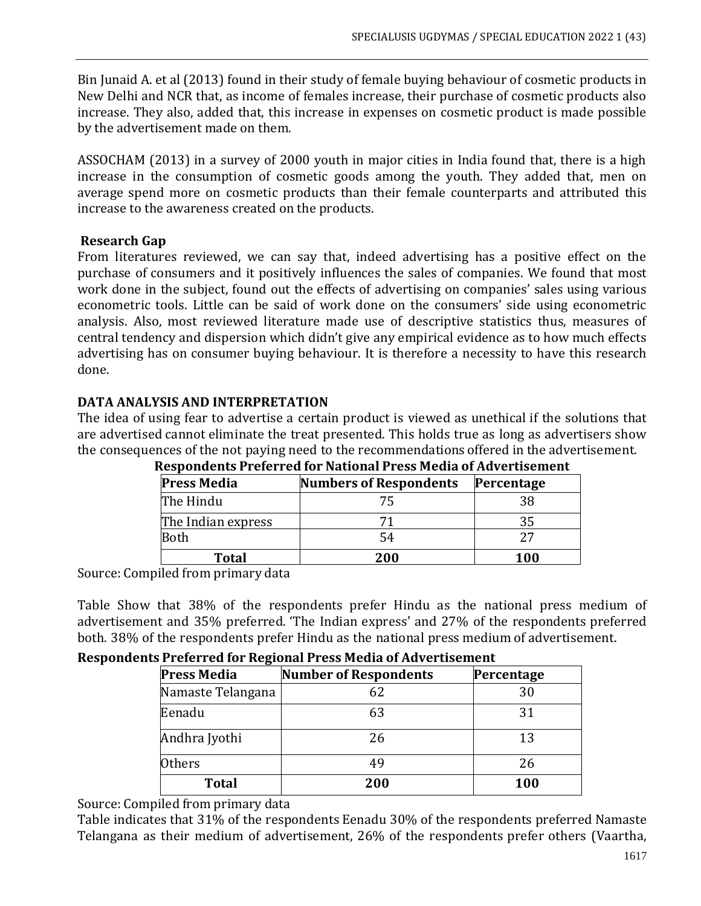Bin Junaid A. et al (2013) found in their study of female buying behaviour of cosmetic products in New Delhi and NCR that, as income of females increase, their purchase of cosmetic products also increase. They also, added that, this increase in expenses on cosmetic product is made possible by the advertisement made on them.

ASSOCHAM (2013) in a survey of 2000 youth in major cities in India found that, there is a high increase in the consumption of cosmetic goods among the youth. They added that, men on average spend more on cosmetic products than their female counterparts and attributed this increase to the awareness created on the products.

## Research Gap

From literatures reviewed, we can say that, indeed advertising has a positive effect on the purchase of consumers and it positively influences the sales of companies. We found that most work done in the subject, found out the effects of advertising on companies' sales using various econometric tools. Little can be said of work done on the consumers' side using econometric analysis. Also, most reviewed literature made use of descriptive statistics thus, measures of central tendency and dispersion which didn't give any empirical evidence as to how much effects advertising has on consumer buying behaviour. It is therefore a necessity to have this research done.

## DATA ANALYSIS AND INTERPRETATION

The idea of using fear to advertise a certain product is viewed as unethical if the solutions that are advertised cannot eliminate the treat presented. This holds true as long as advertisers show the consequences of the not paying need to the recommendations offered in the advertisement.

**Respondents Preferred for National Press Media of Advertisement**

| Press Media | Numbers of Respondents | Percentage |
|---|---|---|
| The Hindu | 75 | 38 |
| The Indian express | 71 | 35 |
| Both | 54 | 27 |
| **Total** | **200** | **100** |

Source: Compiled from primary data

Table Show that 38% of the respondents prefer Hindu as the national press medium of advertisement and 35% preferred. 'The Indian express' and 27% of the respondents preferred both. 38% of the respondents prefer Hindu as the national press medium of advertisement.

**Respondents Preferred for Regional Press Media of Advertisement**

| Press Media | Number of Respondents | Percentage |
|---|---|---|
| Namaste Telangana | 62 | 30 |
| Eenadu | 63 | 31 |
| Andhra Jyothi | 26 | 13 |
| Others | 49 | 26 |
| **Total** | **200** | **100** |

Source: Compiled from primary data

Table indicates that 31% of the respondents Eenadu 30% of the respondents preferred Namaste Telangana as their medium of advertisement, 26% of the respondents prefer others (Vaartha,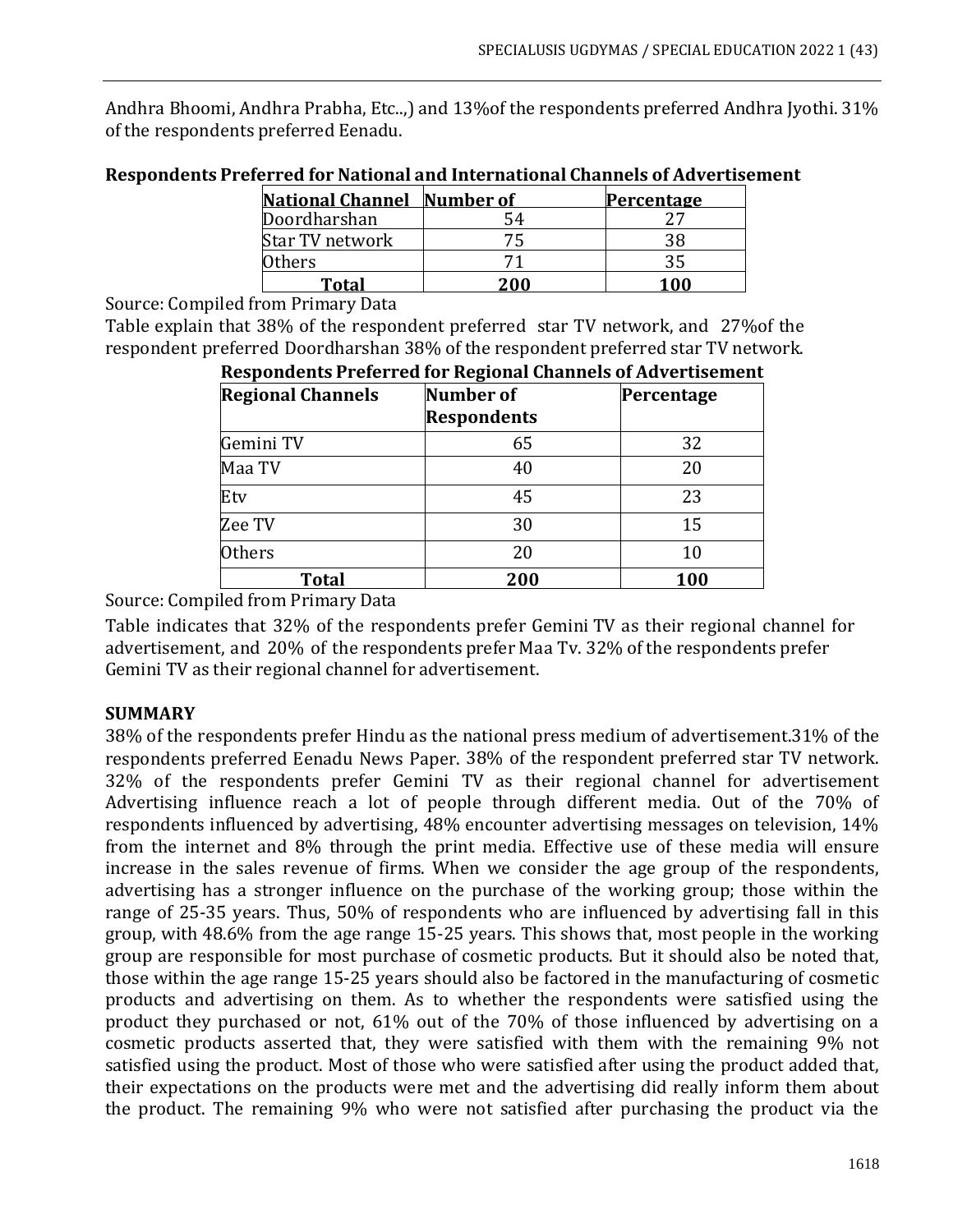Andhra Bhoomi, Andhra Prabha, Etc..,) and 13%of the respondents preferred Andhra Jyothi. 31% of the respondents preferred Eenadu.

**Respondents Preferred for National and International Channels of Advertisement**

| National Channel | Number of | Percentage |
|---|---|---|
| Doordharshan | 54 | 27 |
| Star TV network | 75 | 38 |
| Others | 71 | 35 |
| **Total** | **200** | **100** |

Source: Compiled from Primary Data

Table explain that 38% of the respondent preferred star TV network, and 27%of the respondent preferred Doordharshan 38% of the respondent preferred star TV network.

**Respondents Preferred for Regional Channels of Advertisement**

| Regional Channels | Number of Respondents | Percentage |
|---|---|---|
| Gemini TV | 65 | 32 |
| Maa TV | 40 | 20 |
| Etv | 45 | 23 |
| Zee TV | 30 | 15 |
| Others | 20 | 10 |
| **Total** | **200** | **100** |

Source: Compiled from Primary Data

Table indicates that 32% of the respondents prefer Gemini TV as their regional channel for advertisement, and 20% of the respondents prefer Maa Tv. 32% of the respondents prefer Gemini TV as their regional channel for advertisement.

## SUMMARY

38% of the respondents prefer Hindu as the national press medium of advertisement.31% of the respondents preferred Eenadu News Paper. 38% of the respondent preferred star TV network. 32% of the respondents prefer Gemini TV as their regional channel for advertisement Advertising influence reach a lot of people through different media. Out of the 70% of respondents influenced by advertising, 48% encounter advertising messages on television, 14% from the internet and 8% through the print media. Effective use of these media will ensure increase in the sales revenue of firms. When we consider the age group of the respondents, advertising has a stronger influence on the purchase of the working group; those within the range of 25-35 years. Thus, 50% of respondents who are influenced by advertising fall in this group, with 48.6% from the age range 15-25 years. This shows that, most people in the working group are responsible for most purchase of cosmetic products. But it should also be noted that, those within the age range 15-25 years should also be factored in the manufacturing of cosmetic products and advertising on them. As to whether the respondents were satisfied using the product they purchased or not, 61% out of the 70% of those influenced by advertising on a cosmetic products asserted that, they were satisfied with them with the remaining 9% not satisfied using the product. Most of those who were satisfied after using the product added that, their expectations on the products were met and the advertising did really inform them about the product. The remaining 9% who were not satisfied after purchasing the product via the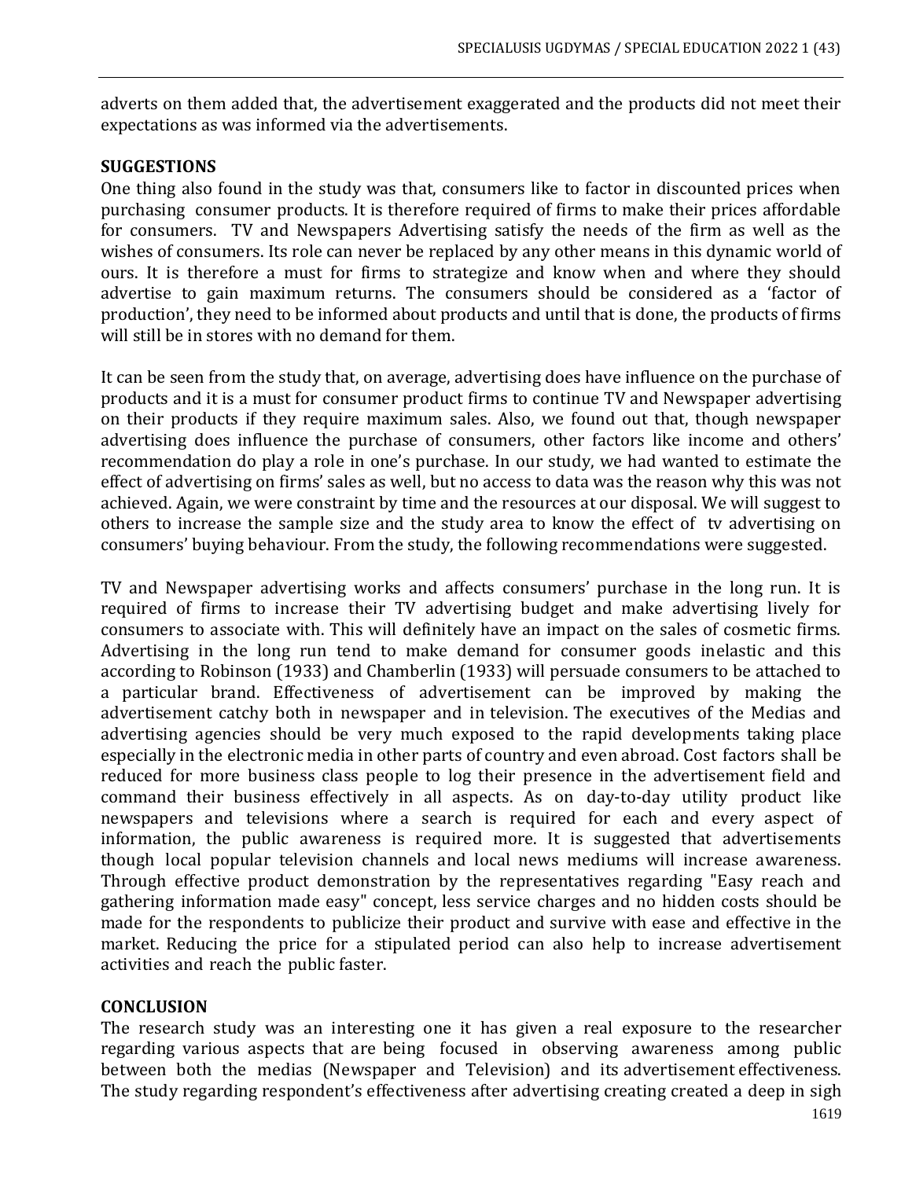adverts on them added that, the advertisement exaggerated and the products did not meet their expectations as was informed via the advertisements.

## SUGGESTIONS

One thing also found in the study was that, consumers like to factor in discounted prices when purchasing consumer products. It is therefore required of firms to make their prices affordable for consumers. TV and Newspapers Advertising satisfy the needs of the firm as well as the wishes of consumers. Its role can never be replaced by any other means in this dynamic world of ours. It is therefore a must for firms to strategize and know when and where they should advertise to gain maximum returns. The consumers should be considered as a 'factor of production', they need to be informed about products and until that is done, the products of firms will still be in stores with no demand for them.

It can be seen from the study that, on average, advertising does have influence on the purchase of products and it is a must for consumer product firms to continue TV and Newspaper advertising on their products if they require maximum sales. Also, we found out that, though newspaper advertising does influence the purchase of consumers, other factors like income and others' recommendation do play a role in one's purchase. In our study, we had wanted to estimate the effect of advertising on firms' sales as well, but no access to data was the reason why this was not achieved. Again, we were constraint by time and the resources at our disposal. We will suggest to others to increase the sample size and the study area to know the effect of tv advertising on consumers' buying behaviour. From the study, the following recommendations were suggested.

TV and Newspaper advertising works and affects consumers' purchase in the long run. It is required of firms to increase their TV advertising budget and make advertising lively for consumers to associate with. This will definitely have an impact on the sales of cosmetic firms. Advertising in the long run tend to make demand for consumer goods inelastic and this according to Robinson (1933) and Chamberlin (1933) will persuade consumers to be attached to a particular brand. Effectiveness of advertisement can be improved by making the advertisement catchy both in newspaper and in television. The executives of the Medias and advertising agencies should be very much exposed to the rapid developments taking place especially in the electronic media in other parts of country and even abroad. Cost factors shall be reduced for more business class people to log their presence in the advertisement field and command their business effectively in all aspects. As on day-to-day utility product like newspapers and televisions where a search is required for each and every aspect of information, the public awareness is required more. It is suggested that advertisements though local popular television channels and local news mediums will increase awareness. Through effective product demonstration by the representatives regarding "Easy reach and gathering information made easy" concept, less service charges and no hidden costs should be made for the respondents to publicize their product and survive with ease and effective in the market. Reducing the price for a stipulated period can also help to increase advertisement activities and reach the public faster.

## CONCLUSION

The research study was an interesting one it has given a real exposure to the researcher regarding various aspects that are being focused in observing awareness among public between both the medias (Newspaper and Television) and its advertisement effectiveness. The study regarding respondent's effectiveness after advertising creating created a deep in sigh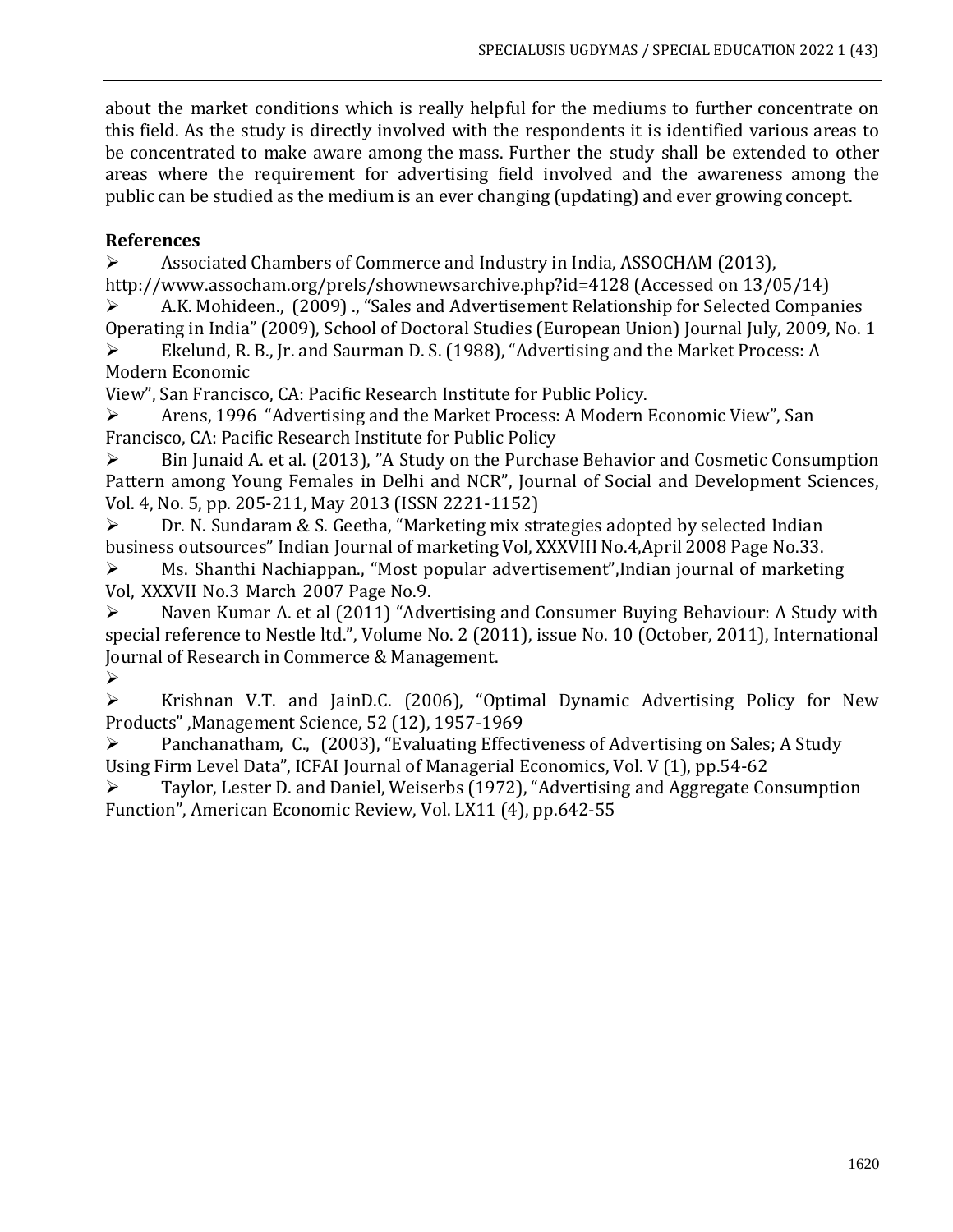about the market conditions which is really helpful for the mediums to further concentrate on this field. As the study is directly involved with the respondents it is identified various areas to be concentrated to make aware among the mass. Further the study shall be extended to other areas where the requirement for advertising field involved and the awareness among the public can be studied as the medium is an ever changing (updating) and ever growing concept.

**References**

- Associated Chambers of Commerce and Industry in India, ASSOCHAM (2013), http://www.assocham.org/prels/shownewsarchive.php?id=4128 (Accessed on 13/05/14)
- A.K. Mohideen., (2009) ., "Sales and Advertisement Relationship for Selected Companies Operating in India" (2009), School of Doctoral Studies (European Union) Journal July, 2009, No. 1
- Ekelund, R. B., Jr. and Saurman D. S. (1988), "Advertising and the Market Process: A Modern Economic View", San Francisco, CA: Pacific Research Institute for Public Policy.
- Arens, 1996 "Advertising and the Market Process: A Modern Economic View", San Francisco, CA: Pacific Research Institute for Public Policy
- Bin Junaid A. et al. (2013), "A Study on the Purchase Behavior and Cosmetic Consumption Pattern among Young Females in Delhi and NCR", Journal of Social and Development Sciences, Vol. 4, No. 5, pp. 205-211, May 2013 (ISSN 2221-1152)
- Dr. N. Sundaram & S. Geetha, "Marketing mix strategies adopted by selected Indian business outsources" Indian Journal of marketing Vol, XXXVIII No.4,April 2008 Page No.33.
- Ms. Shanthi Nachiappan., "Most popular advertisement",Indian journal of marketing Vol, XXXVII No.3 March 2007 Page No.9.
- Naven Kumar A. et al (2011) "Advertising and Consumer Buying Behaviour: A Study with special reference to Nestle ltd.", Volume No. 2 (2011), issue No. 10 (October, 2011), International Journal of Research in Commerce & Management.
- 
- Krishnan V.T. and JainD.C. (2006), "Optimal Dynamic Advertising Policy for New Products" ,Management Science, 52 (12), 1957-1969
- Panchanatham, C., (2003), "Evaluating Effectiveness of Advertising on Sales; A Study Using Firm Level Data", ICFAI Journal of Managerial Economics, Vol. V (1), pp.54-62
- Taylor, Lester D. and Daniel, Weiserbs (1972), "Advertising and Aggregate Consumption Function", American Economic Review, Vol. LX11 (4), pp.642-55